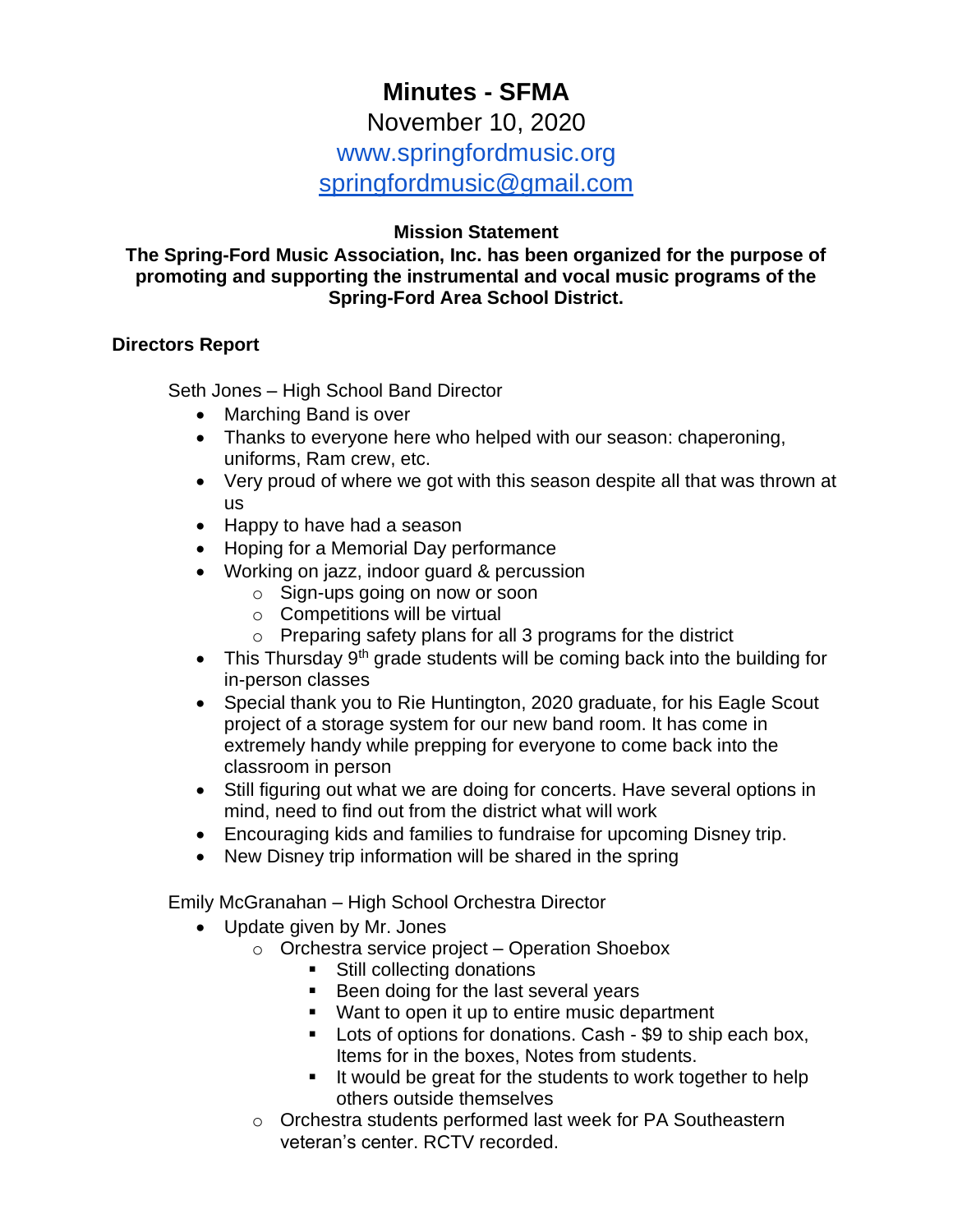# Minutes - SFMA

November 10, 2020

www.springfordmusic.org

springfordmusic@gmail.com

**Mission Statement**

**The Spring-Ford Music Association, Inc. has been organized for the purpose of promoting and supporting the instrumental and vocal music programs of the Spring-Ford Area School District.**

**Directors Report**

Seth Jones – High School Band Director

- Marching Band is over
- Thanks to everyone here who helped with our season: chaperoning, uniforms, Ram crew, etc.
- Very proud of where we got with this season despite all that was thrown at us
- Happy to have had a season
- Hoping for a Memorial Day performance
- Working on jazz, indoor guard & percussion
  - Sign-ups going on now or soon
  - Competitions will be virtual
  - Preparing safety plans for all 3 programs for the district
- This Thursday 9th grade students will be coming back into the building for in-person classes
- Special thank you to Rie Huntington, 2020 graduate, for his Eagle Scout project of a storage system for our new band room. It has come in extremely handy while prepping for everyone to come back into the classroom in person
- Still figuring out what we are doing for concerts. Have several options in mind, need to find out from the district what will work
- Encouraging kids and families to fundraise for upcoming Disney trip.
- New Disney trip information will be shared in the spring

Emily McGranahan – High School Orchestra Director

- Update given by Mr. Jones
  - Orchestra service project – Operation Shoebox
    - Still collecting donations
    - Been doing for the last several years
    - Want to open it up to entire music department
    - Lots of options for donations. Cash - $9 to ship each box, Items for in the boxes, Notes from students.
    - It would be great for the students to work together to help others outside themselves
  - Orchestra students performed last week for PA Southeastern veteran's center. RCTV recorded.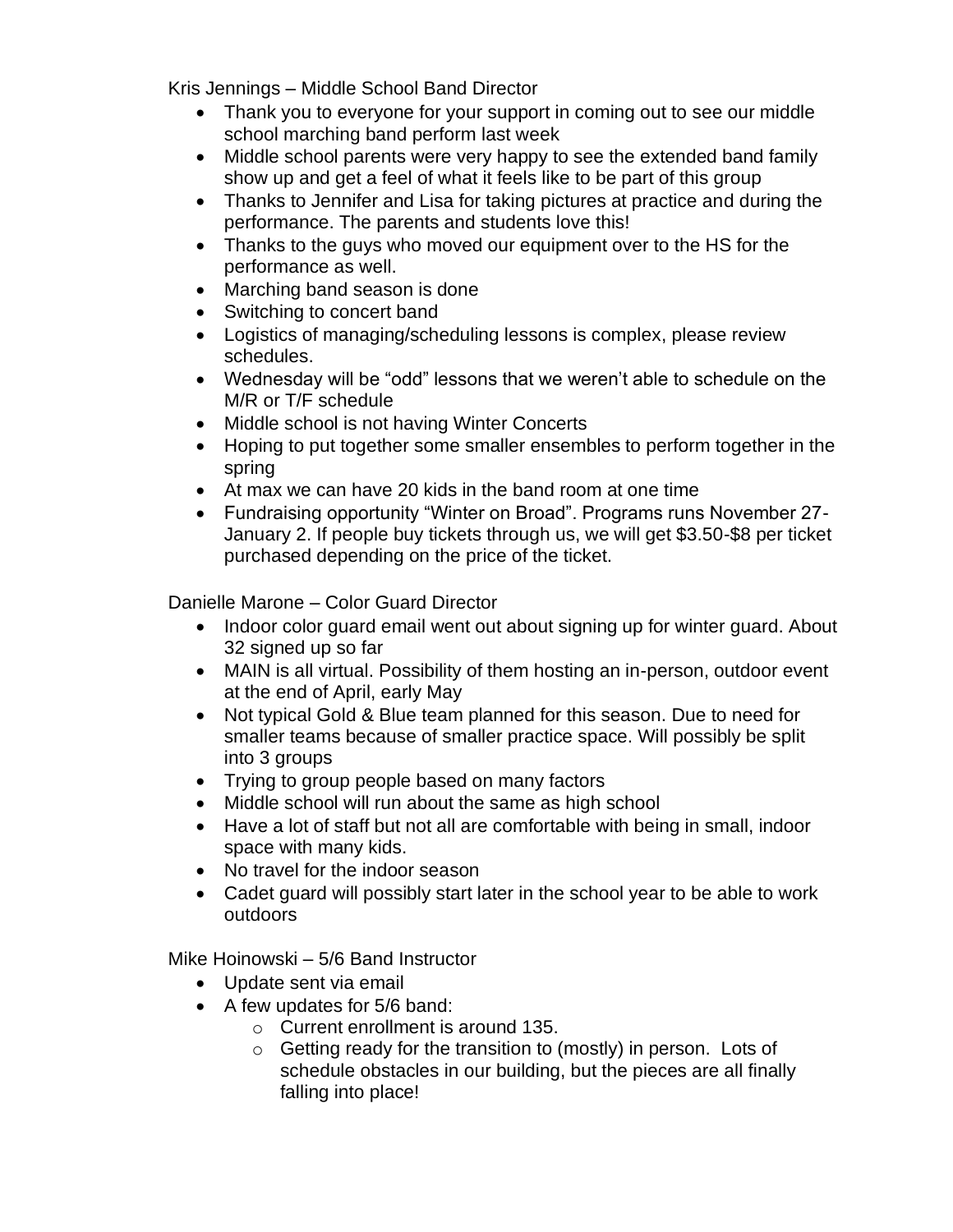Kris Jennings – Middle School Band Director

- Thank you to everyone for your support in coming out to see our middle school marching band perform last week
- Middle school parents were very happy to see the extended band family show up and get a feel of what it feels like to be part of this group
- Thanks to Jennifer and Lisa for taking pictures at practice and during the performance. The parents and students love this!
- Thanks to the guys who moved our equipment over to the HS for the performance as well.
- Marching band season is done
- Switching to concert band
- Logistics of managing/scheduling lessons is complex, please review schedules.
- Wednesday will be "odd" lessons that we weren't able to schedule on the M/R or T/F schedule
- Middle school is not having Winter Concerts
- Hoping to put together some smaller ensembles to perform together in the spring
- At max we can have 20 kids in the band room at one time
- Fundraising opportunity "Winter on Broad". Programs runs November 27-January 2. If people buy tickets through us, we will get $3.50-$8 per ticket purchased depending on the price of the ticket.

Danielle Marone – Color Guard Director

- Indoor color guard email went out about signing up for winter guard. About 32 signed up so far
- MAIN is all virtual. Possibility of them hosting an in-person, outdoor event at the end of April, early May
- Not typical Gold & Blue team planned for this season. Due to need for smaller teams because of smaller practice space. Will possibly be split into 3 groups
- Trying to group people based on many factors
- Middle school will run about the same as high school
- Have a lot of staff but not all are comfortable with being in small, indoor space with many kids.
- No travel for the indoor season
- Cadet guard will possibly start later in the school year to be able to work outdoors

Mike Hoinowski – 5/6 Band Instructor

- Update sent via email
- A few updates for 5/6 band:
  - Current enrollment is around 135.
  - Getting ready for the transition to (mostly) in person. Lots of schedule obstacles in our building, but the pieces are all finally falling into place!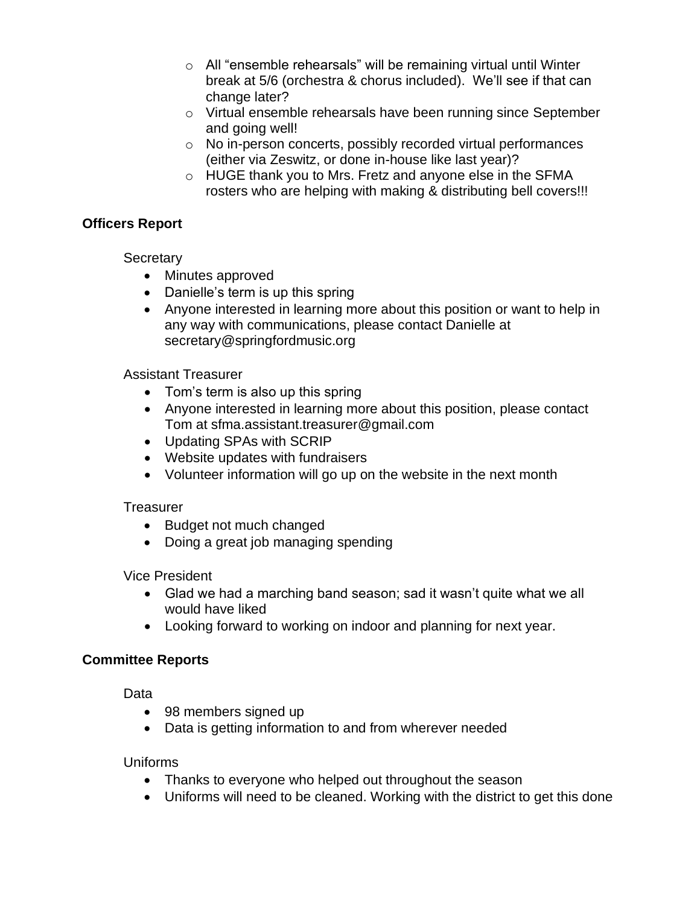- All "ensemble rehearsals" will be remaining virtual until Winter break at 5/6 (orchestra & chorus included). We'll see if that can change later?
  - Virtual ensemble rehearsals have been running since September and going well!
  - No in-person concerts, possibly recorded virtual performances (either via Zeswitz, or done in-house like last year)?
  - HUGE thank you to Mrs. Fretz and anyone else in the SFMA rosters who are helping with making & distributing bell covers!!!

**Officers Report**

Secretary

- Minutes approved
- Danielle's term is up this spring
- Anyone interested in learning more about this position or want to help in any way with communications, please contact Danielle at secretary@springfordmusic.org

Assistant Treasurer

- Tom's term is also up this spring
- Anyone interested in learning more about this position, please contact Tom at sfma.assistant.treasurer@gmail.com
- Updating SPAs with SCRIP
- Website updates with fundraisers
- Volunteer information will go up on the website in the next month

Treasurer

- Budget not much changed
- Doing a great job managing spending

Vice President

- Glad we had a marching band season; sad it wasn't quite what we all would have liked
- Looking forward to working on indoor and planning for next year.

**Committee Reports**

Data

- 98 members signed up
- Data is getting information to and from wherever needed

Uniforms

- Thanks to everyone who helped out throughout the season
- Uniforms will need to be cleaned. Working with the district to get this done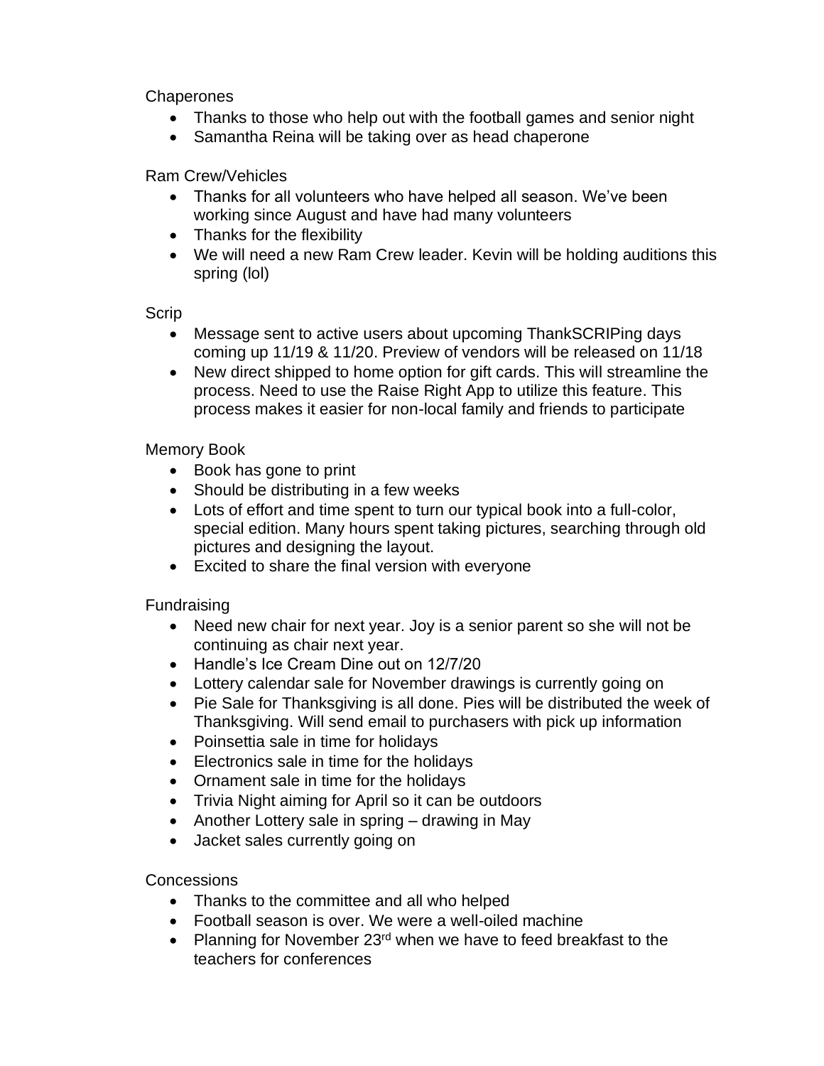Chaperones

- Thanks to those who help out with the football games and senior night
- Samantha Reina will be taking over as head chaperone

Ram Crew/Vehicles

- Thanks for all volunteers who have helped all season. We've been working since August and have had many volunteers
- Thanks for the flexibility
- We will need a new Ram Crew leader. Kevin will be holding auditions this spring (lol)

Scrip

- Message sent to active users about upcoming ThankSCRIPing days coming up 11/19 & 11/20. Preview of vendors will be released on 11/18
- New direct shipped to home option for gift cards. This will streamline the process. Need to use the Raise Right App to utilize this feature. This process makes it easier for non-local family and friends to participate

Memory Book

- Book has gone to print
- Should be distributing in a few weeks
- Lots of effort and time spent to turn our typical book into a full-color, special edition. Many hours spent taking pictures, searching through old pictures and designing the layout.
- Excited to share the final version with everyone

Fundraising

- Need new chair for next year. Joy is a senior parent so she will not be continuing as chair next year.
- Handle's Ice Cream Dine out on 12/7/20
- Lottery calendar sale for November drawings is currently going on
- Pie Sale for Thanksgiving is all done. Pies will be distributed the week of Thanksgiving. Will send email to purchasers with pick up information
- Poinsettia sale in time for holidays
- Electronics sale in time for the holidays
- Ornament sale in time for the holidays
- Trivia Night aiming for April so it can be outdoors
- Another Lottery sale in spring – drawing in May
- Jacket sales currently going on

Concessions

- Thanks to the committee and all who helped
- Football season is over. We were a well-oiled machine
- Planning for November 23rd when we have to feed breakfast to the teachers for conferences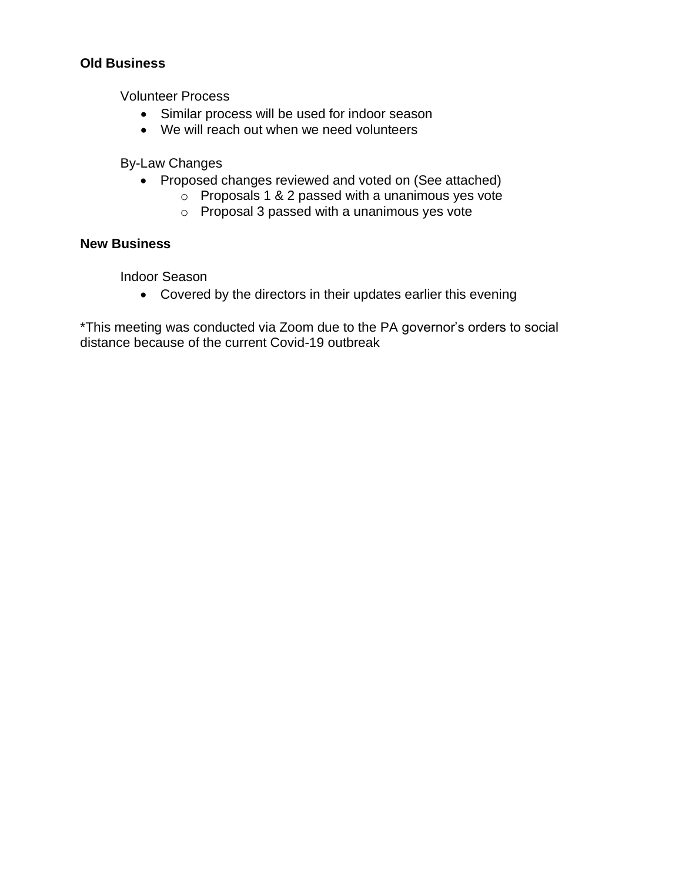**Old Business**

Volunteer Process

- Similar process will be used for indoor season
- We will reach out when we need volunteers

By-Law Changes

- Proposed changes reviewed and voted on (See attached)
  - Proposals 1 & 2 passed with a unanimous yes vote
  - Proposal 3 passed with a unanimous yes vote

**New Business**

Indoor Season

- Covered by the directors in their updates earlier this evening

*This meeting was conducted via Zoom due to the PA governor's orders to social distance because of the current Covid-19 outbreak